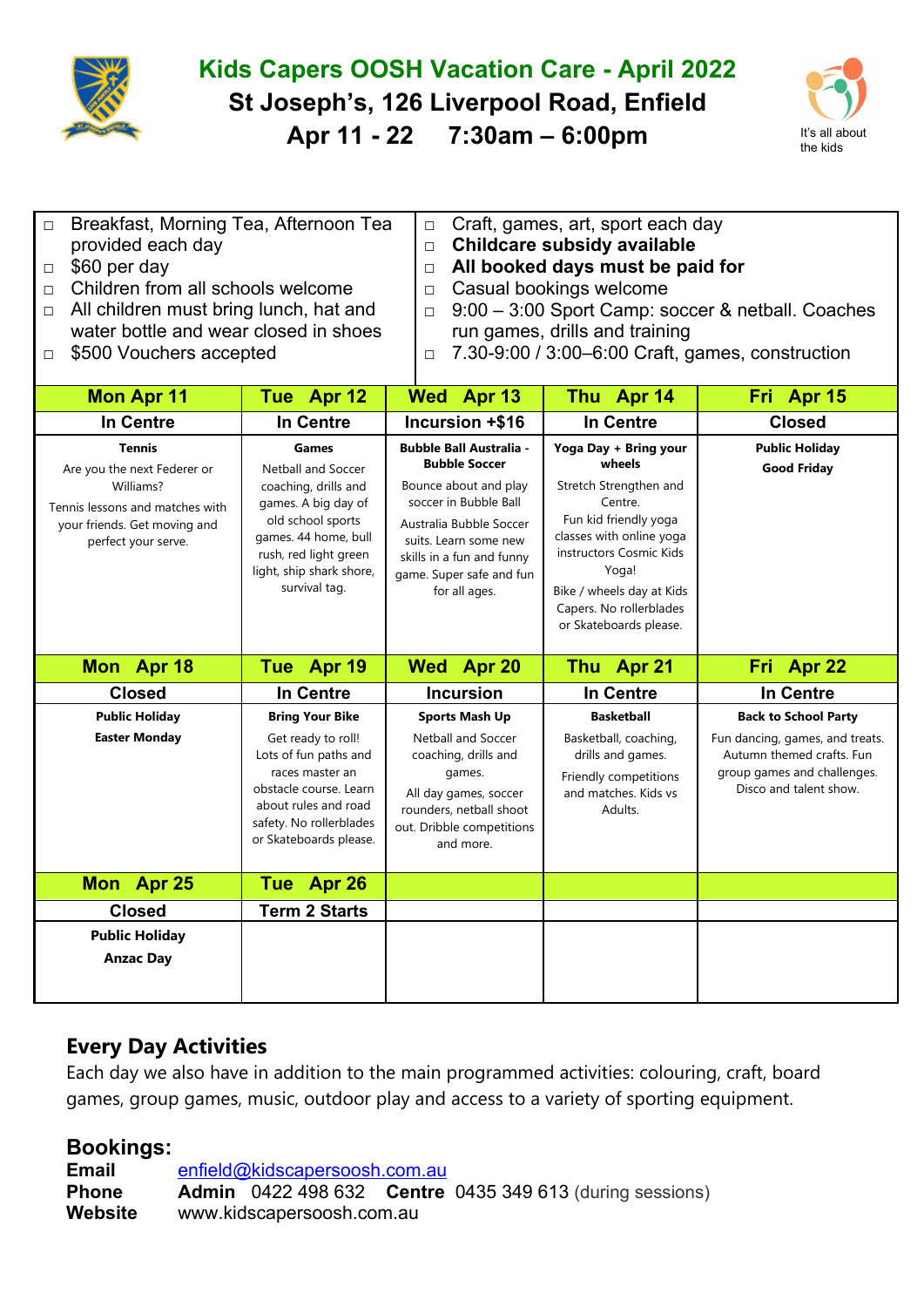# Kids Capers OOSH Vacation Care - April 2022

## St Joseph's, 126 Liverpool Road, Enfield

## Apr 11 - 22 7:30am – 6:00pm

It's all about the kids

- Breakfast, Morning Tea, Afternoon Tea provided each day
- $60 per day
- Children from all schools welcome
- All children must bring lunch, hat and water bottle and wear closed in shoes
- $500 Vouchers accepted
- Craft, games, art, sport each day
- **Childcare subsidy available**
- **All booked days must be paid for**
- Casual bookings welcome
- 9:00 – 3:00 Sport Camp: soccer & netball. Coaches run games, drills and training
- 7.30-9:00 / 3:00–6:00 Craft, games, construction

| Mon Apr 11 | Tue Apr 12 | Wed Apr 13 | Thu Apr 14 | Fri Apr 15 |
|---|---|---|---|---|
| **In Centre** | **In Centre** | **Incursion +$16** | **In Centre** | **Closed** |
| **Tennis**<br>Are you the next Federer or Williams?<br>Tennis lessons and matches with your friends. Get moving and perfect your serve. | **Games**<br>Netball and Soccer coaching, drills and games. A big day of old school sports games. 44 home, bull rush, red light green light, ship shark shore, survival tag. | **Bubble Ball Australia - Bubble Soccer**<br>Bounce about and play soccer in Bubble Ball<br>Australia Bubble Soccer suits. Learn some new skills in a fun and funny game. Super safe and fun for all ages. | **Yoga Day + Bring your wheels**<br>Stretch Strengthen and Centre.<br>Fun kid friendly yoga classes with online yoga instructors Cosmic Kids Yoga!<br>Bike / wheels day at Kids Capers. No rollerblades or Skateboards please. | **Public Holiday**<br>**Good Friday** |
| **Mon Apr 18** | **Tue Apr 19** | **Wed Apr 20** | **Thu Apr 21** | **Fri Apr 22** |
| **Closed** | **In Centre** | **Incursion** | **In Centre** | **In Centre** |
| **Public Holiday**<br>**Easter Monday** | **Bring Your Bike**<br>Get ready to roll!<br>Lots of fun paths and races master an obstacle course. Learn about rules and road safety. No rollerblades or Skateboards please. | **Sports Mash Up**<br>Netball and Soccer coaching, drills and games.<br>All day games, soccer rounders, netball shoot out. Dribble competitions and more. | **Basketball**<br>Basketball, coaching, drills and games.<br>Friendly competitions and matches. Kids vs Adults. | **Back to School Party**<br>Fun dancing, games, and treats. Autumn themed crafts. Fun group games and challenges. Disco and talent show. |
| **Mon Apr 25** | **Tue Apr 26** | | | |
| **Closed** | **Term 2 Starts** | | | |
| **Public Holiday**<br>**Anzac Day** | | | | |

## Every Day Activities

Each day we also have in addition to the main programmed activities: colouring, craft, board games, group games, music, outdoor play and access to a variety of sporting equipment.

## Bookings:

**Email** enfield@kidscapersoosh.com.au
**Phone** **Admin** 0422 498 632 **Centre** 0435 349 613 (during sessions)
**Website** www.kidscapersoosh.com.au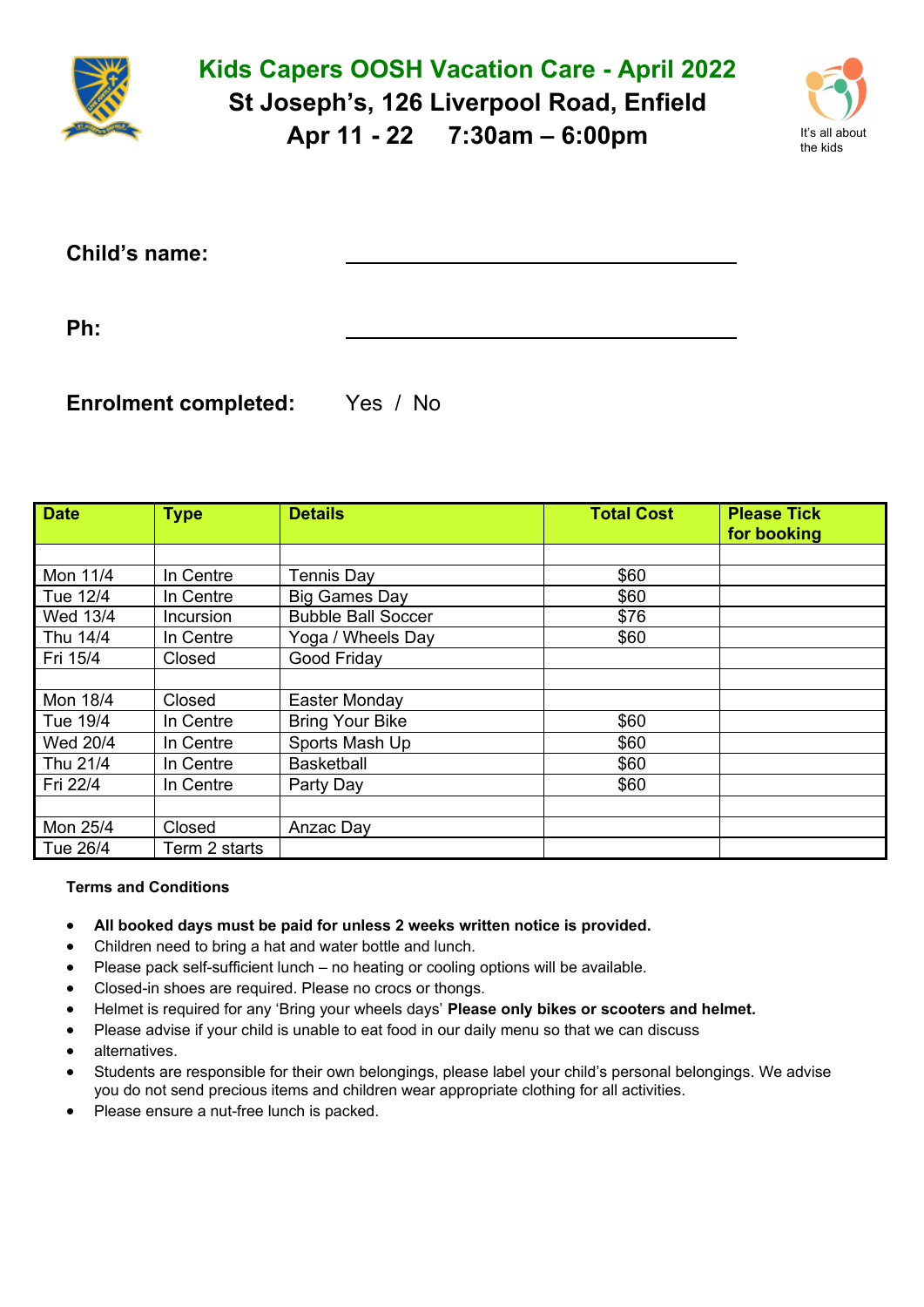# Kids Capers OOSH Vacation Care - April 2022

## St Joseph's, 126 Liverpool Road, Enfield

## Apr 11 - 22     7:30am – 6:00pm

It's all about the kids

**Child's name:** ______________________________

**Ph:** ______________________________

**Enrolment completed:** Yes / No

| Date | Type | Details | Total Cost | Please Tick for booking |
|---|---|---|---|---|
| | | | | |
| Mon 11/4 | In Centre | Tennis Day | $60 | |
| Tue 12/4 | In Centre | Big Games Day | $60 | |
| Wed 13/4 | Incursion | Bubble Ball Soccer | $76 | |
| Thu 14/4 | In Centre | Yoga / Wheels Day | $60 | |
| Fri 15/4 | Closed | Good Friday | | |
| | | | | |
| Mon 18/4 | Closed | Easter Monday | | |
| Tue 19/4 | In Centre | Bring Your Bike | $60 | |
| Wed 20/4 | In Centre | Sports Mash Up | $60 | |
| Thu 21/4 | In Centre | Basketball | $60 | |
| Fri 22/4 | In Centre | Party Day | $60 | |
| | | | | |
| Mon 25/4 | Closed | Anzac Day | | |
| Tue 26/4 | Term 2 starts | | | |

**Terms and Conditions**

- **All booked days must be paid for unless 2 weeks written notice is provided.**
- Children need to bring a hat and water bottle and lunch.
- Please pack self-sufficient lunch – no heating or cooling options will be available.
- Closed-in shoes are required. Please no crocs or thongs.
- Helmet is required for any 'Bring your wheels days' **Please only bikes or scooters and helmet.**
- Please advise if your child is unable to eat food in our daily menu so that we can discuss
- alternatives.
- Students are responsible for their own belongings, please label your child's personal belongings. We advise you do not send precious items and children wear appropriate clothing for all activities.
- Please ensure a nut-free lunch is packed.